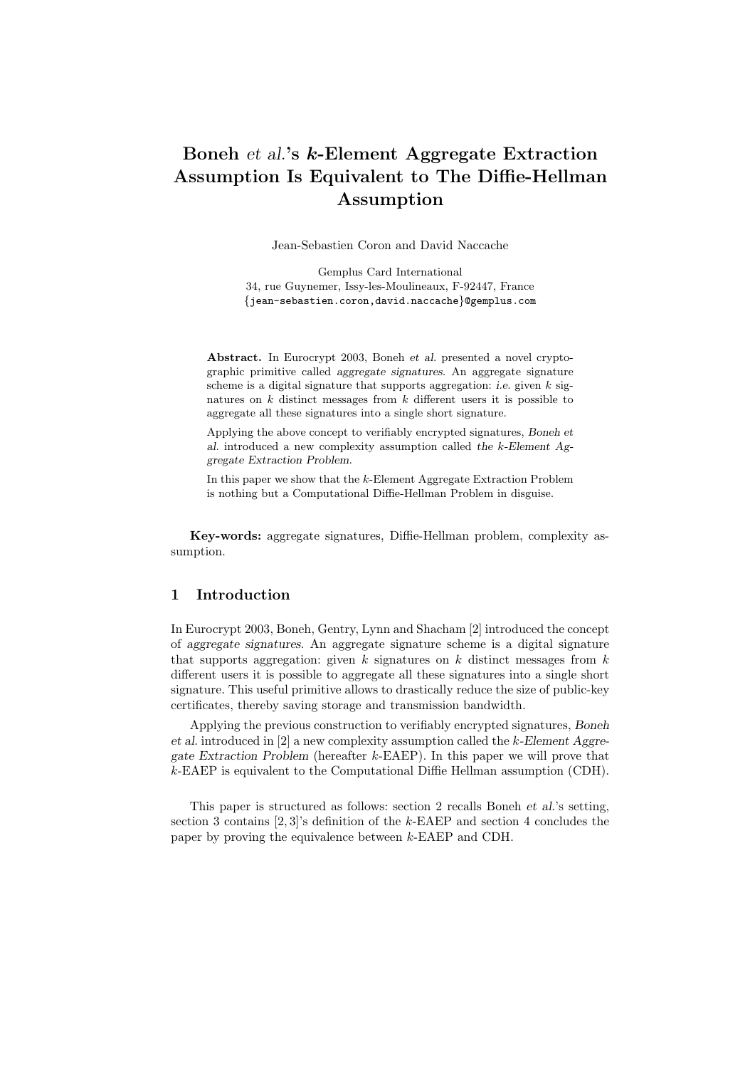# Boneh *et al.*'s *k*-Element Aggregate Extraction Assumption Is Equivalent to The Diffie-Hellman Assumption

Jean-Sebastien Coron and David Naccache

Gemplus Card International
34, rue Guynemer, Issy-les-Moulineaux, F-92447, France
{jean-sebastien.coron,david.naccache}@gemplus.com

**Abstract.** In Eurocrypt 2003, Boneh *et al.* presented a novel cryptographic primitive called *aggregate signatures*. An aggregate signature scheme is a digital signature that supports aggregation: *i.e.* given $k$ signatures on $k$ distinct messages from $k$ different users it is possible to aggregate all these signatures into a single short signature.

Applying the above concept to verifiably encrypted signatures, *Boneh et al.* introduced a new complexity assumption called *the k-Element Aggregate Extraction Problem*.

In this paper we show that the $k$-Element Aggregate Extraction Problem is nothing but a Computational Diffie-Hellman Problem in disguise.

**Key-words:** aggregate signatures, Diffie-Hellman problem, complexity assumption.

## 1 Introduction

In Eurocrypt 2003, Boneh, Gentry, Lynn and Shacham [2] introduced the concept of *aggregate signatures*. An aggregate signature scheme is a digital signature that supports aggregation: given $k$ signatures on $k$ distinct messages from $k$ different users it is possible to aggregate all these signatures into a single short signature. This useful primitive allows to drastically reduce the size of public-key certificates, thereby saving storage and transmission bandwidth.

Applying the previous construction to verifiably encrypted signatures, *Boneh et al.* introduced in [2] a new complexity assumption called the *k-Element Aggregate Extraction Problem* (hereafter $k$-EAEP). In this paper we will prove that $k$-EAEP is equivalent to the Computational Diffie Hellman assumption (CDH).

This paper is structured as follows: section 2 recalls Boneh *et al.*'s setting, section 3 contains [2, 3]'s definition of the $k$-EAEP and section 4 concludes the paper by proving the equivalence between $k$-EAEP and CDH.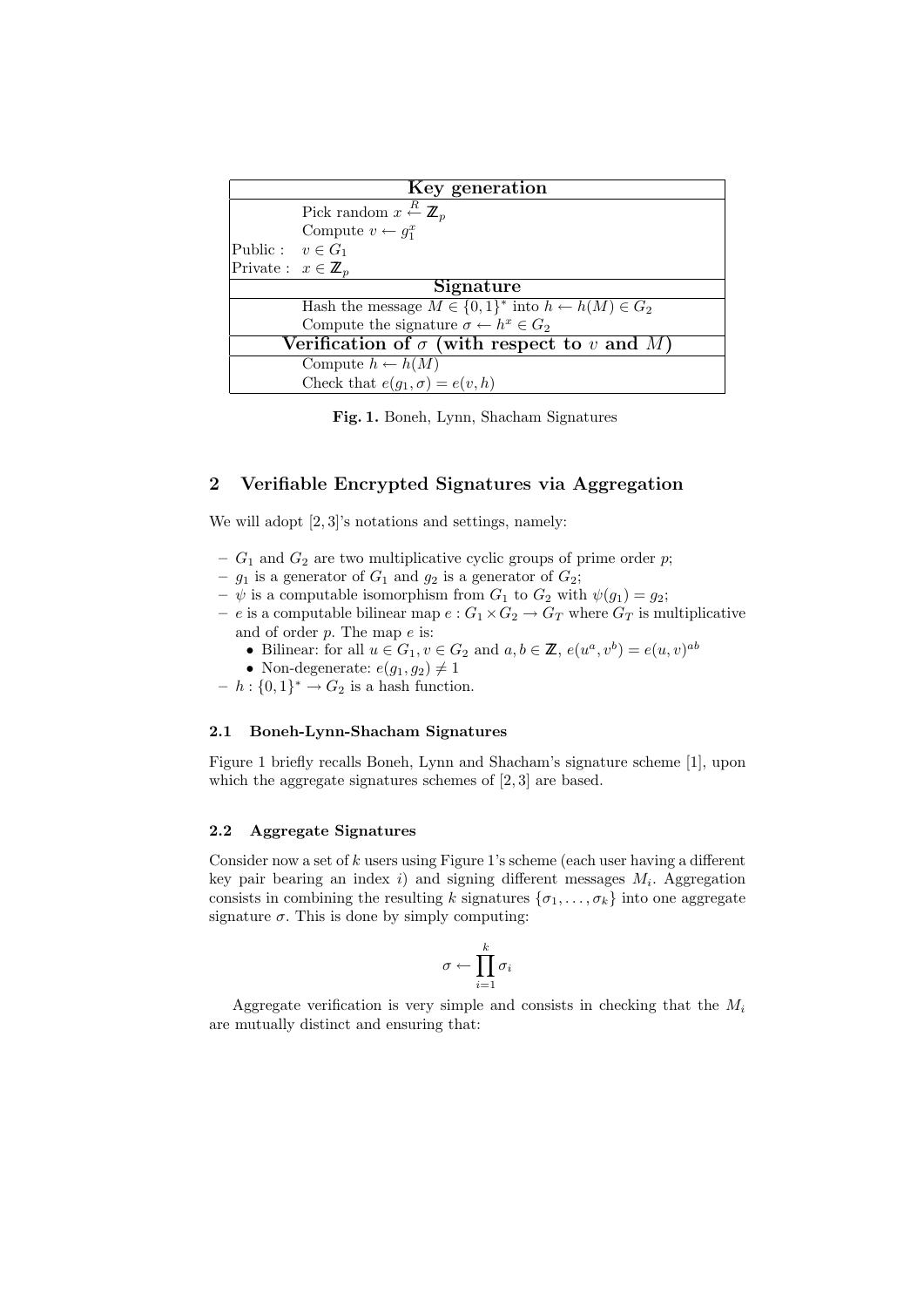| Key generation | |
|---|---|
| | Pick random $x \xleftarrow{R} \mathbb{Z}_p$ |
| | Compute $v \leftarrow g_1^x$ |
| Public : | $v \in G_1$ |
| Private : | $x \in \mathbb{Z}_p$ |
| **Signature** | |
| | Hash the message $M \in \{0,1\}^*$ into $h \leftarrow h(M) \in G_2$ |
| | Compute the signature $\sigma \leftarrow h^x \in G_2$ |
| **Verification of $\sigma$ (with respect to $v$ and $M$)** | |
| | Compute $h \leftarrow h(M)$ |
| | Check that $e(g_1, \sigma) = e(v, h)$ |

**Fig. 1.** Boneh, Lynn, Shacham Signatures

## 2 Verifiable Encrypted Signatures via Aggregation

We will adopt [2, 3]'s notations and settings, namely:

- $G_1$ and $G_2$ are two multiplicative cyclic groups of prime order $p$;
- $g_1$ is a generator of $G_1$ and $g_2$ is a generator of $G_2$;
- $\psi$ is a computable isomorphism from $G_1$ to $G_2$ with $\psi(g_1) = g_2$;
- $e$ is a computable bilinear map $e : G_1 \times G_2 \to G_T$ where $G_T$ is multiplicative and of order $p$. The map $e$ is:
  - Bilinear: for all $u \in G_1, v \in G_2$ and $a, b \in \mathbb{Z}$, $e(u^a, v^b) = e(u, v)^{ab}$
  - Non-degenerate: $e(g_1, g_2) \neq 1$
- $h : \{0,1\}^* \to G_2$ is a hash function.

### 2.1 Boneh-Lynn-Shacham Signatures

Figure 1 briefly recalls Boneh, Lynn and Shacham's signature scheme [1], upon which the aggregate signatures schemes of [2, 3] are based.

### 2.2 Aggregate Signatures

Consider now a set of $k$ users using Figure 1's scheme (each user having a different key pair bearing an index $i$) and signing different messages $M_i$. Aggregation consists in combining the resulting $k$ signatures $\{\sigma_1, \ldots, \sigma_k\}$ into one aggregate signature $\sigma$. This is done by simply computing:

$$\sigma \leftarrow \prod_{i=1}^{k} \sigma_i$$

Aggregate verification is very simple and consists in checking that the $M_i$ are mutually distinct and ensuring that: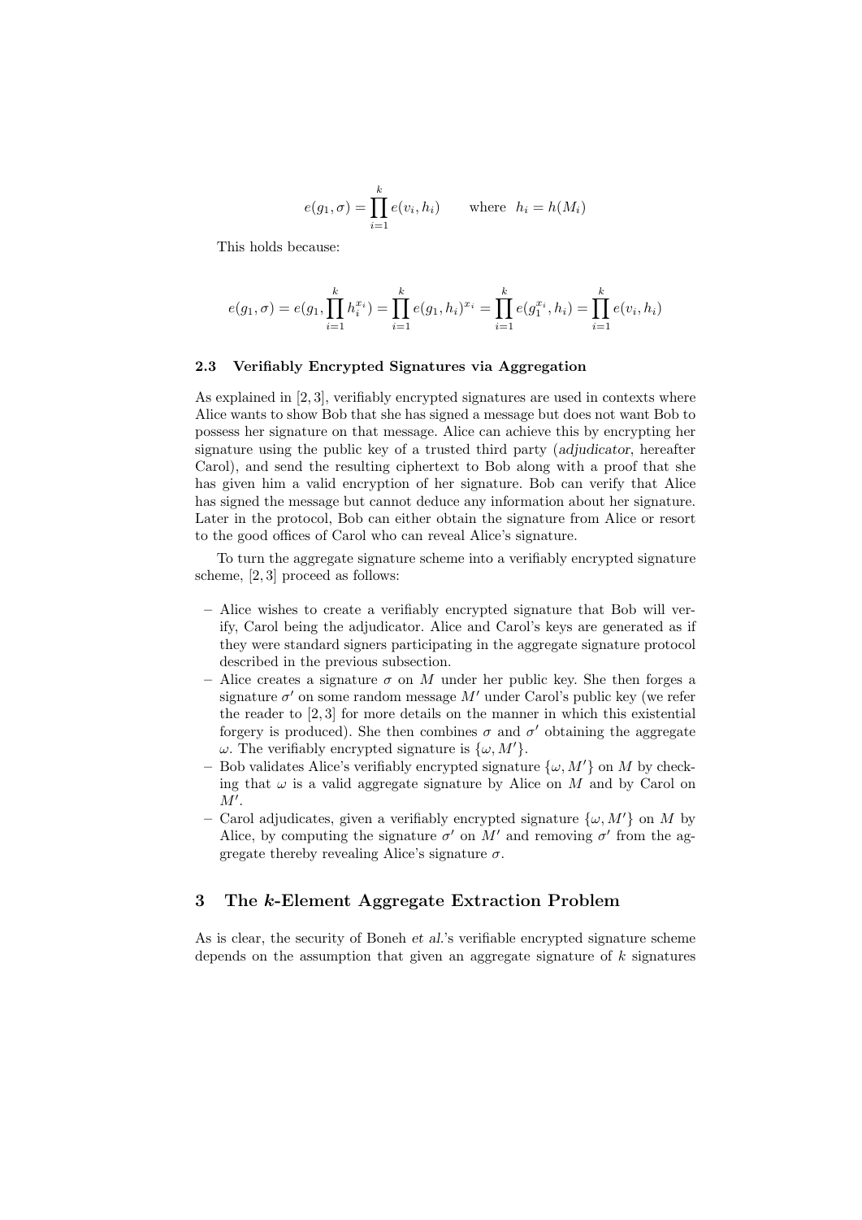$$e(g_1, \sigma) = \prod_{i=1}^{k} e(v_i, h_i) \qquad \text{where} \quad h_i = h(M_i)$$

This holds because:

$$e(g_1, \sigma) = e(g_1, \prod_{i=1}^{k} h_i^{x_i}) = \prod_{i=1}^{k} e(g_1, h_i)^{x_i} = \prod_{i=1}^{k} e(g_1^{x_i}, h_i) = \prod_{i=1}^{k} e(v_i, h_i)$$

### 2.3 Verifiably Encrypted Signatures via Aggregation

As explained in [2, 3], verifiably encrypted signatures are used in contexts where Alice wants to show Bob that she has signed a message but does not want Bob to possess her signature on that message. Alice can achieve this by encrypting her signature using the public key of a trusted third party (*adjudicator*, hereafter Carol), and send the resulting ciphertext to Bob along with a proof that she has given him a valid encryption of her signature. Bob can verify that Alice has signed the message but cannot deduce any information about her signature. Later in the protocol, Bob can either obtain the signature from Alice or resort to the good offices of Carol who can reveal Alice's signature.

To turn the aggregate signature scheme into a verifiably encrypted signature scheme, [2, 3] proceed as follows:

- Alice wishes to create a verifiably encrypted signature that Bob will verify, Carol being the adjudicator. Alice and Carol's keys are generated as if they were standard signers participating in the aggregate signature protocol described in the previous subsection.
- Alice creates a signature $\sigma$ on $M$ under her public key. She then forges a signature $\sigma'$ on some random message $M'$ under Carol's public key (we refer the reader to [2, 3] for more details on the manner in which this existential forgery is produced). She then combines $\sigma$ and $\sigma'$ obtaining the aggregate $\omega$. The verifiably encrypted signature is $\{\omega, M'\}$.
- Bob validates Alice's verifiably encrypted signature $\{\omega, M'\}$ on $M$ by checking that $\omega$ is a valid aggregate signature by Alice on $M$ and by Carol on $M'$.
- Carol adjudicates, given a verifiably encrypted signature $\{\omega, M'\}$ on $M$ by Alice, by computing the signature $\sigma'$ on $M'$ and removing $\sigma'$ from the aggregate thereby revealing Alice's signature $\sigma$.

## 3 The $k$-Element Aggregate Extraction Problem

As is clear, the security of Boneh *et al.*'s verifiable encrypted signature scheme depends on the assumption that given an aggregate signature of $k$ signatures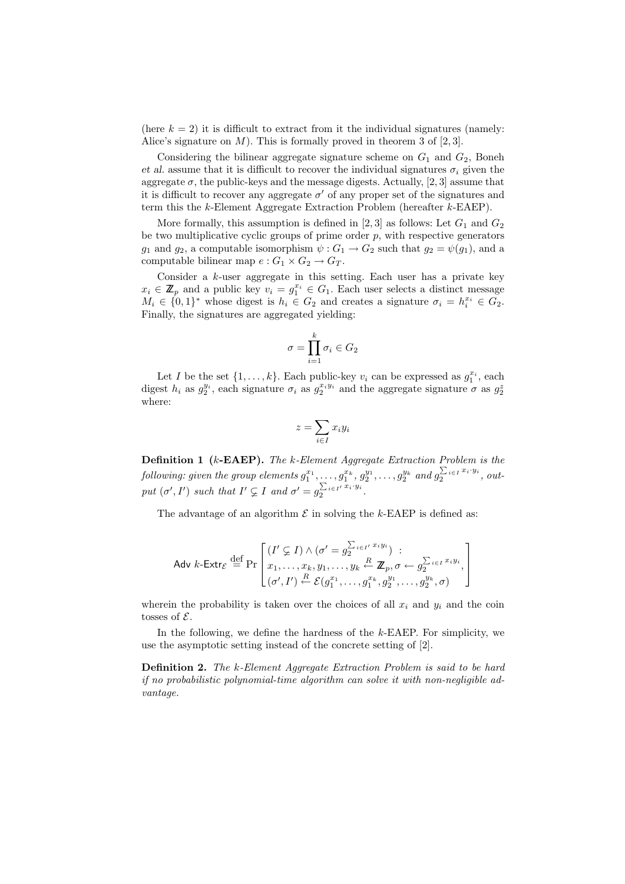(here $k = 2$) it is difficult to extract from it the individual signatures (namely: Alice's signature on $M$). This is formally proved in theorem 3 of [2, 3].

Considering the bilinear aggregate signature scheme on $G_1$ and $G_2$, Boneh *et al.* assume that it is difficult to recover the individual signatures $\sigma_i$ given the aggregate $\sigma$, the public-keys and the message digests. Actually, [2, 3] assume that it is difficult to recover any aggregate $\sigma'$ of any proper set of the signatures and term this the $k$-Element Aggregate Extraction Problem (hereafter $k$-EAEP).

More formally, this assumption is defined in [2, 3] as follows: Let $G_1$ and $G_2$ be two multiplicative cyclic groups of prime order $p$, with respective generators $g_1$ and $g_2$, a computable isomorphism $\psi : G_1 \to G_2$ such that $g_2 = \psi(g_1)$, and a computable bilinear map $e : G_1 \times G_2 \to G_T$.

Consider a $k$-user aggregate in this setting. Each user has a private key $x_i \in \mathbb{Z}_p$ and a public key $v_i = g_1^{x_i} \in G_1$. Each user selects a distinct message $M_i \in \{0, 1\}^*$ whose digest is $h_i \in G_2$ and creates a signature $\sigma_i = h_i^{x_i} \in G_2$. Finally, the signatures are aggregated yielding:

$$\sigma = \prod_{i=1}^{k} \sigma_i \in G_2$$

Let $I$ be the set $\{1, \ldots, k\}$. Each public-key $v_i$ can be expressed as $g_1^{x_i}$, each digest $h_i$ as $g_2^{y_i}$, each signature $\sigma_i$ as $g_2^{x_i y_i}$ and the aggregate signature $\sigma$ as $g_2^z$ where:

$$z = \sum_{i \in I} x_i y_i$$

**Definition 1 ($k$-EAEP).** *The $k$-Element Aggregate Extraction Problem is the following: given the group elements $g_1^{x_1}, \ldots, g_1^{x_k}$, $g_2^{y_1}, \ldots, g_2^{y_k}$ and $g_2^{\sum_{i \in I} x_i \cdot y_i}$, output $(\sigma', I')$ such that $I' \subsetneq I$ and $\sigma' = g_2^{\sum_{i \in I'} x_i \cdot y_i}$.*

The advantage of an algorithm $\mathcal{E}$ in solving the $k$-EAEP is defined as:

$$\mathsf{Adv}\ k\text{-}\mathsf{Extr}_{\mathcal{E}} \stackrel{\text{def}}{=} \Pr \left[ \begin{array}{l} (I' \subsetneq I) \wedge (\sigma' = g_2^{\sum_{i \in I'} x_i y_i}) \ : \\ x_1, \ldots, x_k, y_1, \ldots, y_k \stackrel{R}{\leftarrow} \mathbb{Z}_p, \sigma \leftarrow g_2^{\sum_{i \in I} x_i y_i}, \\ (\sigma', I') \stackrel{R}{\leftarrow} \mathcal{E}(g_1^{x_1}, \ldots, g_1^{x_k}, g_2^{y_1}, \ldots, g_2^{y_k}, \sigma) \end{array} \right]$$

wherein the probability is taken over the choices of all $x_i$ and $y_i$ and the coin tosses of $\mathcal{E}$.

In the following, we define the hardness of the $k$-EAEP. For simplicity, we use the asymptotic setting instead of the concrete setting of [2].

**Definition 2.** *The $k$-Element Aggregate Extraction Problem is said to be hard if no probabilistic polynomial-time algorithm can solve it with non-negligible advantage.*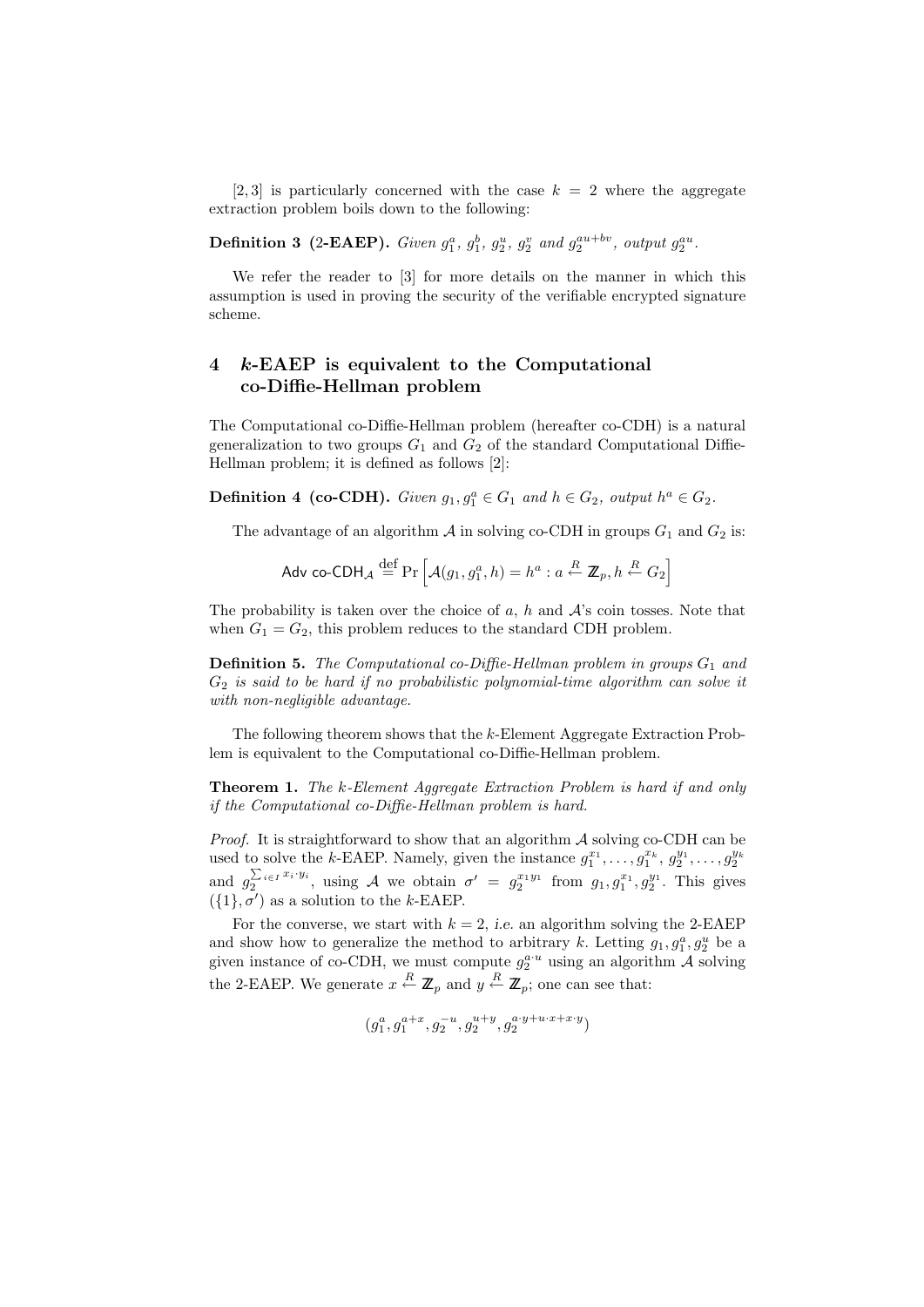[2, 3] is particularly concerned with the case $k = 2$ where the aggregate extraction problem boils down to the following:

**Definition 3 (2-EAEP).** *Given $g_1^a$, $g_1^b$, $g_2^u$, $g_2^v$ and $g_2^{au+bv}$, output $g_2^{au}$.*

We refer the reader to [3] for more details on the manner in which this assumption is used in proving the security of the verifiable encrypted signature scheme.

## 4 $k$-EAEP is equivalent to the Computational co-Diffie-Hellman problem

The Computational co-Diffie-Hellman problem (hereafter co-CDH) is a natural generalization to two groups $G_1$ and $G_2$ of the standard Computational Diffie-Hellman problem; it is defined as follows [2]:

**Definition 4 (co-CDH).** *Given $g_1, g_1^a \in G_1$ and $h \in G_2$, output $h^a \in G_2$.*

The advantage of an algorithm $\mathcal{A}$ in solving co-CDH in groups $G_1$ and $G_2$ is:

$$\mathsf{Adv\ co\text{-}CDH}_{\mathcal{A}} \stackrel{\text{def}}{=} \Pr\left[\mathcal{A}(g_1, g_1^a, h) = h^a : a \stackrel{R}{\leftarrow} \mathbb{Z}_p, h \stackrel{R}{\leftarrow} G_2\right]$$

The probability is taken over the choice of $a$, $h$ and $\mathcal{A}$'s coin tosses. Note that when $G_1 = G_2$, this problem reduces to the standard CDH problem.

**Definition 5.** *The Computational co-Diffie-Hellman problem in groups $G_1$ and $G_2$ is said to be hard if no probabilistic polynomial-time algorithm can solve it with non-negligible advantage.*

The following theorem shows that the $k$-Element Aggregate Extraction Problem is equivalent to the Computational co-Diffie-Hellman problem.

**Theorem 1.** *The $k$-Element Aggregate Extraction Problem is hard if and only if the Computational co-Diffie-Hellman problem is hard.*

*Proof.* It is straightforward to show that an algorithm $\mathcal{A}$ solving co-CDH can be used to solve the $k$-EAEP. Namely, given the instance $g_1^{x_1}, \ldots, g_1^{x_k}$, $g_2^{y_1}, \ldots, g_2^{y_k}$ and $g_2^{\sum_{i \in I} x_i \cdot y_i}$, using $\mathcal{A}$ we obtain $\sigma' = g_2^{x_1 y_1}$ from $g_1, g_1^{x_1}, g_2^{y_1}$. This gives $(\{1\}, \sigma')$ as a solution to the $k$-EAEP.

For the converse, we start with $k = 2$, *i.e.* an algorithm solving the 2-EAEP and show how to generalize the method to arbitrary $k$. Letting $g_1, g_1^a, g_2^u$ be a given instance of co-CDH, we must compute $g_2^{a \cdot u}$ using an algorithm $\mathcal{A}$ solving the 2-EAEP. We generate $x \stackrel{R}{\leftarrow} \mathbb{Z}_p$ and $y \stackrel{R}{\leftarrow} \mathbb{Z}_p$; one can see that:

$$(g_1^a, g_1^{a+x}, g_2^{-u}, g_2^{u+y}, g_2^{a \cdot y + u \cdot x + x \cdot y})$$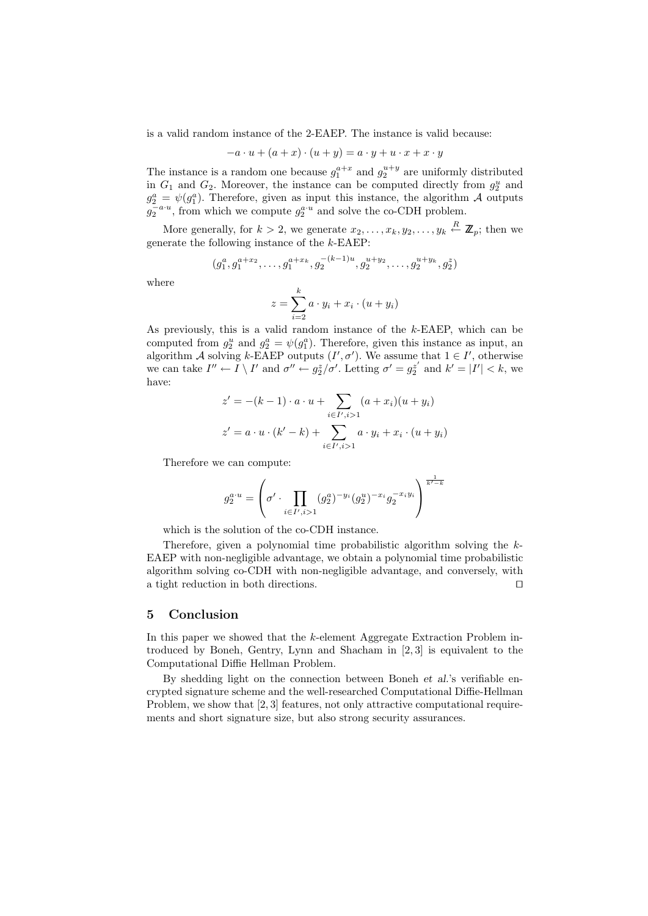is a valid random instance of the 2-EAEP. The instance is valid because:

$$-a \cdot u + (a + x) \cdot (u + y) = a \cdot y + u \cdot x + x \cdot y$$

The instance is a random one because $g_1^{a+x}$ and $g_2^{u+y}$ are uniformly distributed in $G_1$ and $G_2$. Moreover, the instance can be computed directly from $g_2^u$ and $g_2^a = \psi(g_1^a)$. Therefore, given as input this instance, the algorithm $\mathcal{A}$ outputs $g_2^{-a \cdot u}$, from which we compute $g_2^{a \cdot u}$ and solve the co-CDH problem.

More generally, for $k > 2$, we generate $x_2, \ldots, x_k, y_2, \ldots, y_k \stackrel{R}{\leftarrow} \mathbb{Z}_p$; then we generate the following instance of the $k$-EAEP:

$$(g_1^a, g_1^{a+x_2}, \ldots, g_1^{a+x_k}, g_2^{-(k-1)u}, g_2^{u+y_2}, \ldots, g_2^{u+y_k}, g_2^z)$$

where

$$z = \sum_{i=2}^{k} a \cdot y_i + x_i \cdot (u + y_i)$$

As previously, this is a valid random instance of the $k$-EAEP, which can be computed from $g_2^u$ and $g_2^a = \psi(g_1^a)$. Therefore, given this instance as input, an algorithm $\mathcal{A}$ solving $k$-EAEP outputs $(I', \sigma')$. We assume that $1 \in I'$, otherwise we can take $I'' \leftarrow I \setminus I'$ and $\sigma'' \leftarrow g_2^z / \sigma'$. Letting $\sigma' = g_2^{z'}$ and $k' = |I'| < k$, we have:

$$z' = -(k-1) \cdot a \cdot u + \sum_{i \in I', i > 1} (a + x_i)(u + y_i)$$

$$z' = a \cdot u \cdot (k' - k) + \sum_{i \in I', i > 1} a \cdot y_i + x_i \cdot (u + y_i)$$

Therefore we can compute:

$$g_2^{a \cdot u} = \left( \sigma' \cdot \prod_{i \in I', i > 1} (g_2^a)^{-y_i} (g_2^u)^{-x_i} g_2^{-x_i y_i} \right)^{\frac{1}{k'-k}}$$

which is the solution of the co-CDH instance.

Therefore, given a polynomial time probabilistic algorithm solving the $k$-EAEP with non-negligible advantage, we obtain a polynomial time probabilistic algorithm solving co-CDH with non-negligible advantage, and conversely, with a tight reduction in both directions. □

## 5 Conclusion

In this paper we showed that the $k$-element Aggregate Extraction Problem introduced by Boneh, Gentry, Lynn and Shacham in [2, 3] is equivalent to the Computational Diffie Hellman Problem.

By shedding light on the connection between Boneh *et al.*'s verifiable encrypted signature scheme and the well-researched Computational Diffie-Hellman Problem, we show that [2, 3] features, not only attractive computational requirements and short signature size, but also strong security assurances.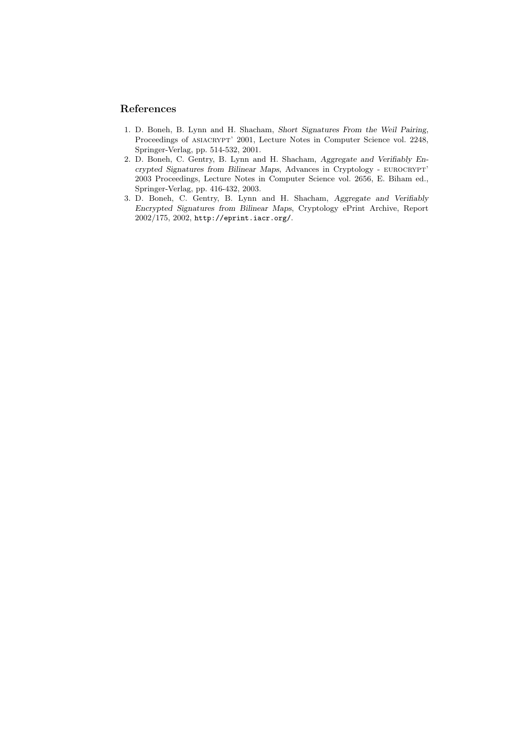## References

1. D. Boneh, B. Lynn and H. Shacham, *Short Signatures From the Weil Pairing*, Proceedings of ASIACRYPT' 2001, Lecture Notes in Computer Science vol. 2248, Springer-Verlag, pp. 514-532, 2001.
2. D. Boneh, C. Gentry, B. Lynn and H. Shacham, *Aggregate and Verifiably Encrypted Signatures from Bilinear Maps*, Advances in Cryptology - EUROCRYPT' 2003 Proceedings, Lecture Notes in Computer Science vol. 2656, E. Biham ed., Springer-Verlag, pp. 416-432, 2003.
3. D. Boneh, C. Gentry, B. Lynn and H. Shacham, *Aggregate and Verifiably Encrypted Signatures from Bilinear Maps*, Cryptology ePrint Archive, Report 2002/175, 2002, `http://eprint.iacr.org/`.